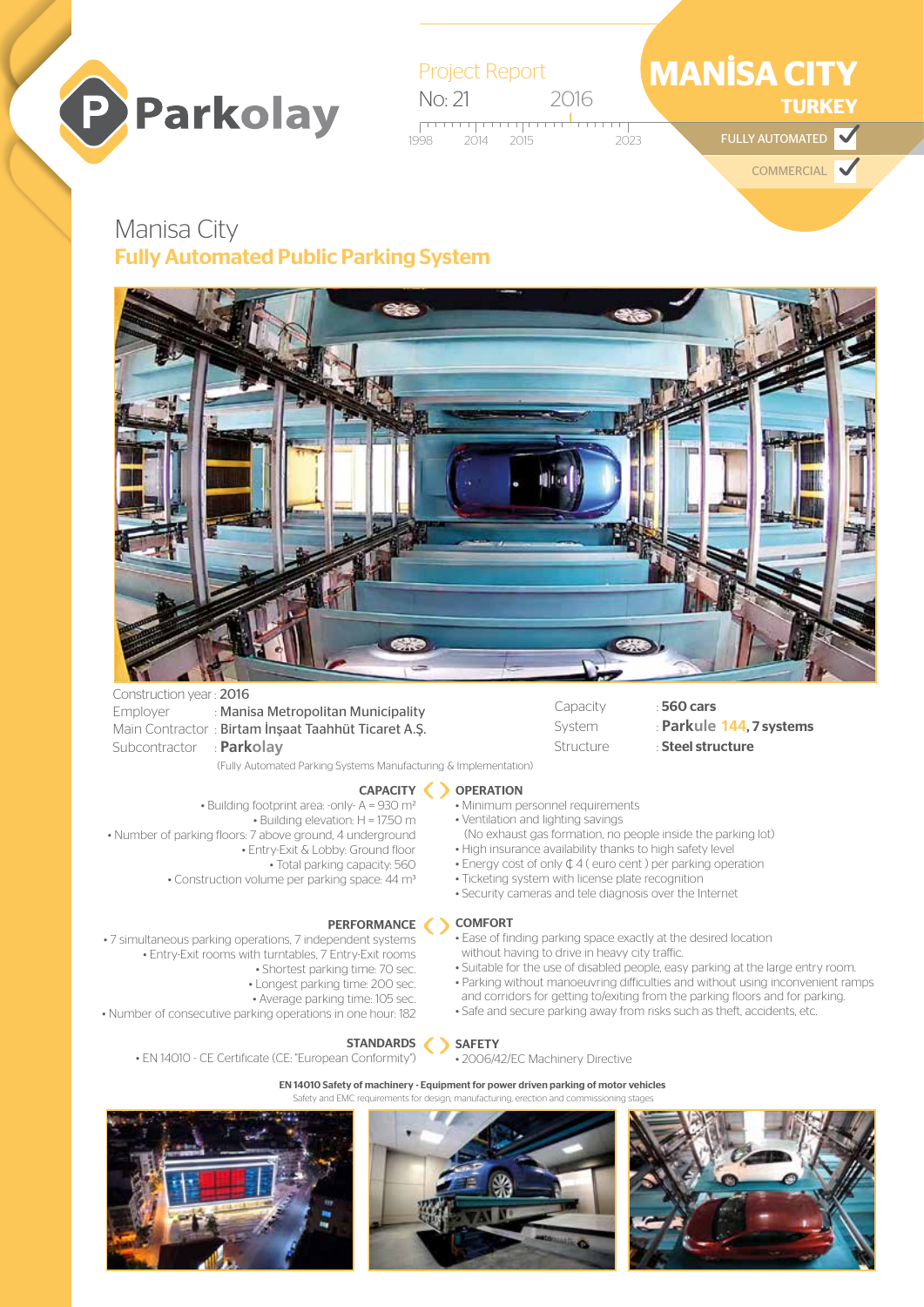Parkolay

Project Report

No: 21 — 2016

1998 2014 2015 2023

# MANİSA CITY

## TURKEY

FULLY AUTOMATED ✓

COMMERCIAL ✓

# Manisa City

## Fully Automated Public Parking System

Construction year : 2016

Employer : Manisa Metropolitan Municipality

Main Contractor : Birtam İnşaat Taahhüt Ticaret A.Ş.

Subcontractor : **Parkolay**

(Fully Automated Parking Systems Manufacturing & Implementation)

Capacity : **560 cars**

System : **Parkule 144, 7 systems**

Structure : **Steel structure**

### CAPACITY

- Building footprint area: -only- A = 930 m²
- Building elevation: H = 17.50 m
- Number of parking floors: 7 above ground, 4 underground
- Entry-Exit & Lobby: Ground floor
- Total parking capacity: 560
- Construction volume per parking space: 44 m³

### OPERATION

- Minimum personnel requirements
- Ventilation and lighting savings (No exhaust gas formation, no people inside the parking lot)
- High insurance availability thanks to high safety level
- Energy cost of only ¢ 4 ( euro cent ) per parking operation
- Ticketing system with license plate recognition
- Security cameras and tele diagnosis over the Internet

### PERFORMANCE

- 7 simultaneous parking operations, 7 independent systems
- Entry-Exit rooms with turntables, 7 Entry-Exit rooms
- Shortest parking time: 70 sec.
- Longest parking time: 200 sec.
- Average parking time: 105 sec.
- Number of consecutive parking operations in one hour: 182

### COMFORT

- Ease of finding parking space exactly at the desired location without having to drive in heavy city traffic.
- Suitable for the use of disabled people, easy parking at the large entry room.
- Parking without manoeuvring difficulties and without using inconvenient ramps and corridors for getting to/exiting from the parking floors and for parking.
- Safe and secure parking away from risks such as theft, accidents, etc.

### STANDARDS

- EN 14010 - CE Certificate (CE: "European Conformity")

### SAFETY

- 2006/42/EC Machinery Directive

**EN 14010 Safety of machinery - Equipment for power driven parking of motor vehicles**

Safety and EMC requirements for design, manufacturing, erection and commissioning stages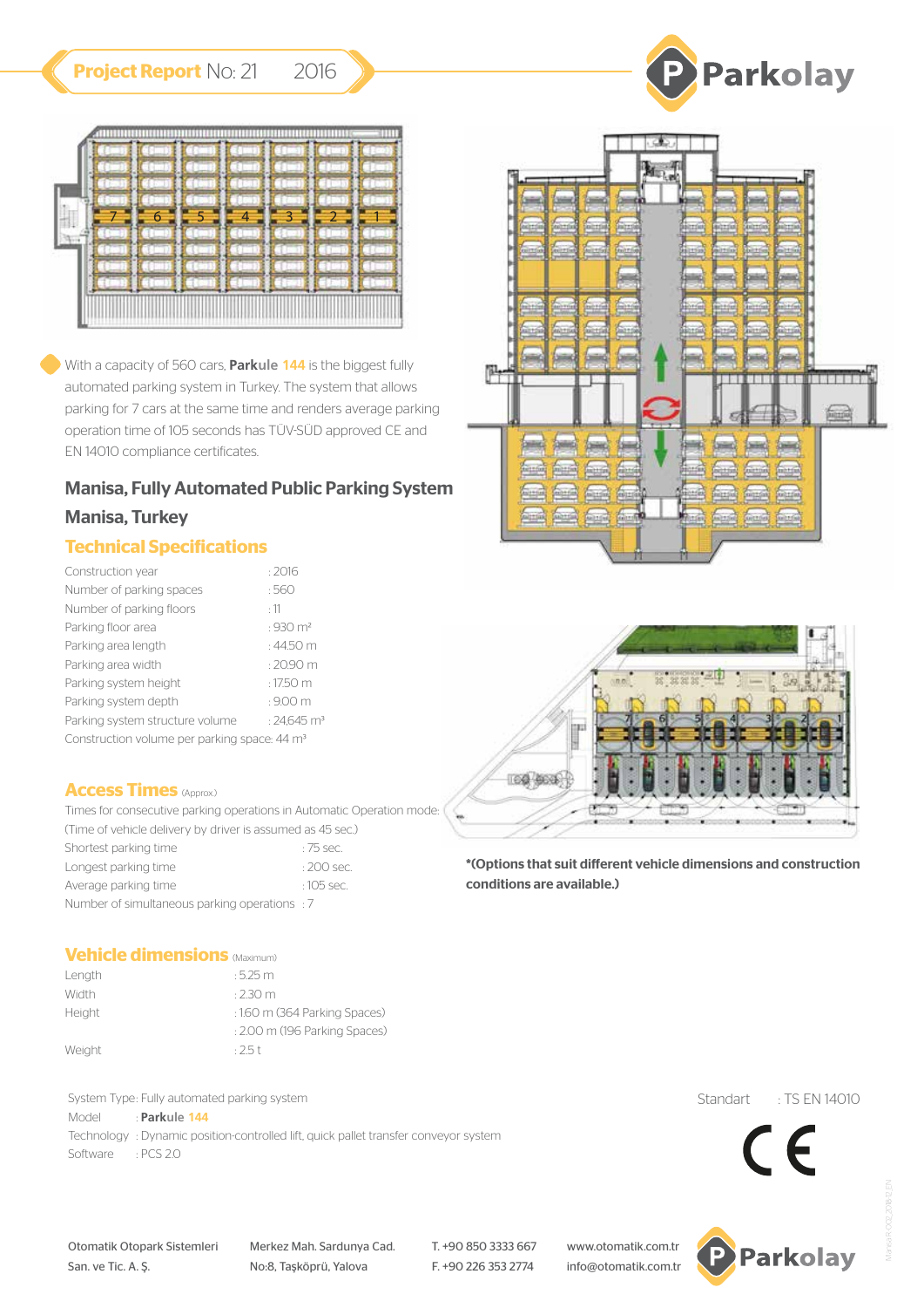**Project Report** No: 21 2016

With a capacity of 560 cars, **Parkule 144** is the biggest fully automated parking system in Turkey. The system that allows parking for 7 cars at the same time and renders average parking operation time of 105 seconds has TÜV-SÜD approved CE and EN 14010 compliance certificates.

## Manisa, Fully Automated Public Parking System
## Manisa, Turkey

### Technical Specifications

| | |
|---|---|
| Construction year | : 2016 |
| Number of parking spaces | : 560 |
| Number of parking floors | : 11 |
| Parking floor area | : 930 m² |
| Parking area length | : 44.50 m |
| Parking area width | : 20.90 m |
| Parking system height | : 17.50 m |
| Parking system depth | : 9.00 m |
| Parking system structure volume | : 24,645 m³ |
| Construction volume per parking space | : 44 m³ |

### Access Times (Approx.)

Times for consecutive parking operations in Automatic Operation mode:
(Time of vehicle delivery by driver is assumed as 45 sec.)

| | |
|---|---|
| Shortest parking time | : 75 sec. |
| Longest parking time | : 200 sec. |
| Average parking time | : 105 sec. |
| Number of simultaneous parking operations | : 7 |

**\*(Options that suit different vehicle dimensions and construction conditions are available.)**

### Vehicle dimensions (Maximum)

| | |
|---|---|
| Length | : 5.25 m |
| Width | : 2.30 m |
| Height | : 1.60 m (364 Parking Spaces) |
| | : 2.00 m (196 Parking Spaces) |
| Weight | : 2.5 t |

System Type: Fully automated parking system
Model : **Parkule 144**
Technology : Dynamic position-controlled lift, quick pallet transfer conveyor system
Software : PCS 2.0

Standart : TS EN 14010

CE

Otomatik Otopark Sistemleri San. ve Tic. A. Ş.
Merkez Mah. Sardunya Cad. No:8, Taşköprü, Yalova
T. +90 850 3333 667
F. +90 226 353 2774
www.otomatik.com.tr
info@otomatik.com.tr